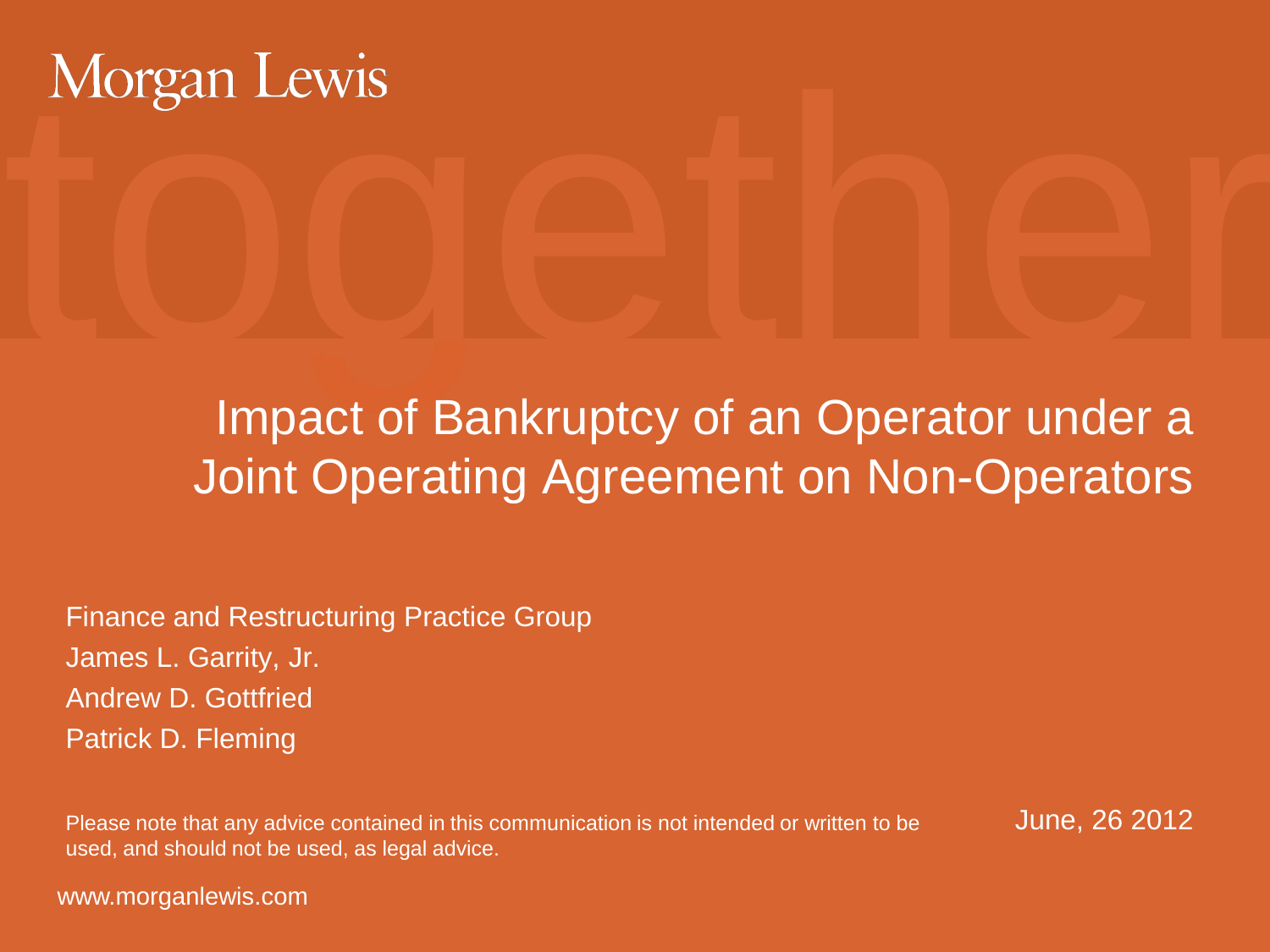Morgan Lewis

# Impact of Bankruptcy of an Operator under a Joint Operating Agreement on Non-Operators

Finance and Restructuring Practice Group

James L. Garrity, Jr.

Andrew D. Gottfried

Patrick D. Fleming

Please note that any advice contained in this communication is not intended or written to be used, and should not be used, as legal advice.

June, 26 2012

www.morganlewis.com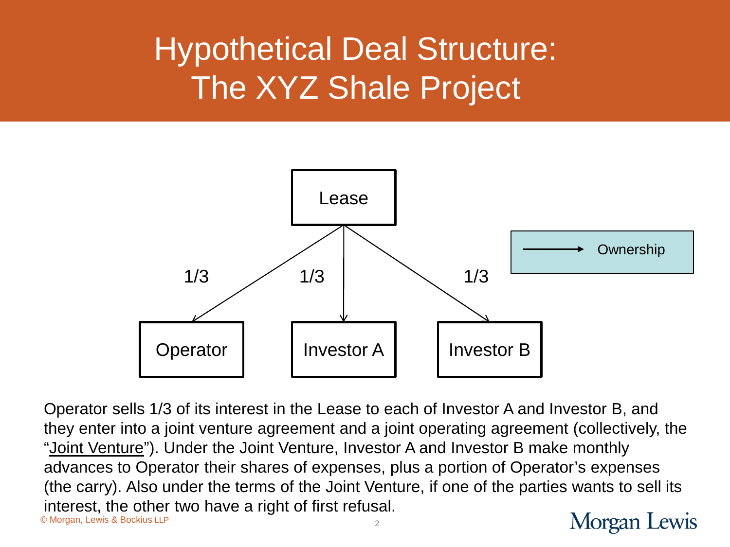# Hypothetical Deal Structure: The XYZ Shale Project

Lease

1/3 — Operator

1/3 — Investor A

1/3 — Investor B

→ Ownership

Operator sells 1/3 of its interest in the Lease to each of Investor A and Investor B, and they enter into a joint venture agreement and a joint operating agreement (collectively, the "Joint Venture"). Under the Joint Venture, Investor A and Investor B make monthly advances to Operator their shares of expenses, plus a portion of Operator's expenses (the carry). Also under the terms of the Joint Venture, if one of the parties wants to sell its interest, the other two have a right of first refusal.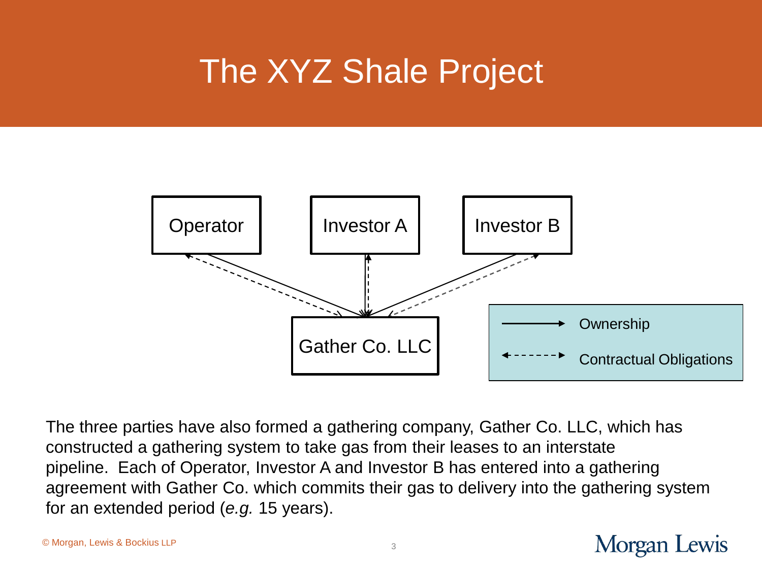# The XYZ Shale Project

Operator

Investor A

Investor B

Gather Co. LLC

Ownership

Contractual Obligations

The three parties have also formed a gathering company, Gather Co. LLC, which has constructed a gathering system to take gas from their leases to an interstate pipeline. Each of Operator, Investor A and Investor B has entered into a gathering agreement with Gather Co. which commits their gas to delivery into the gathering system for an extended period (*e.g.* 15 years).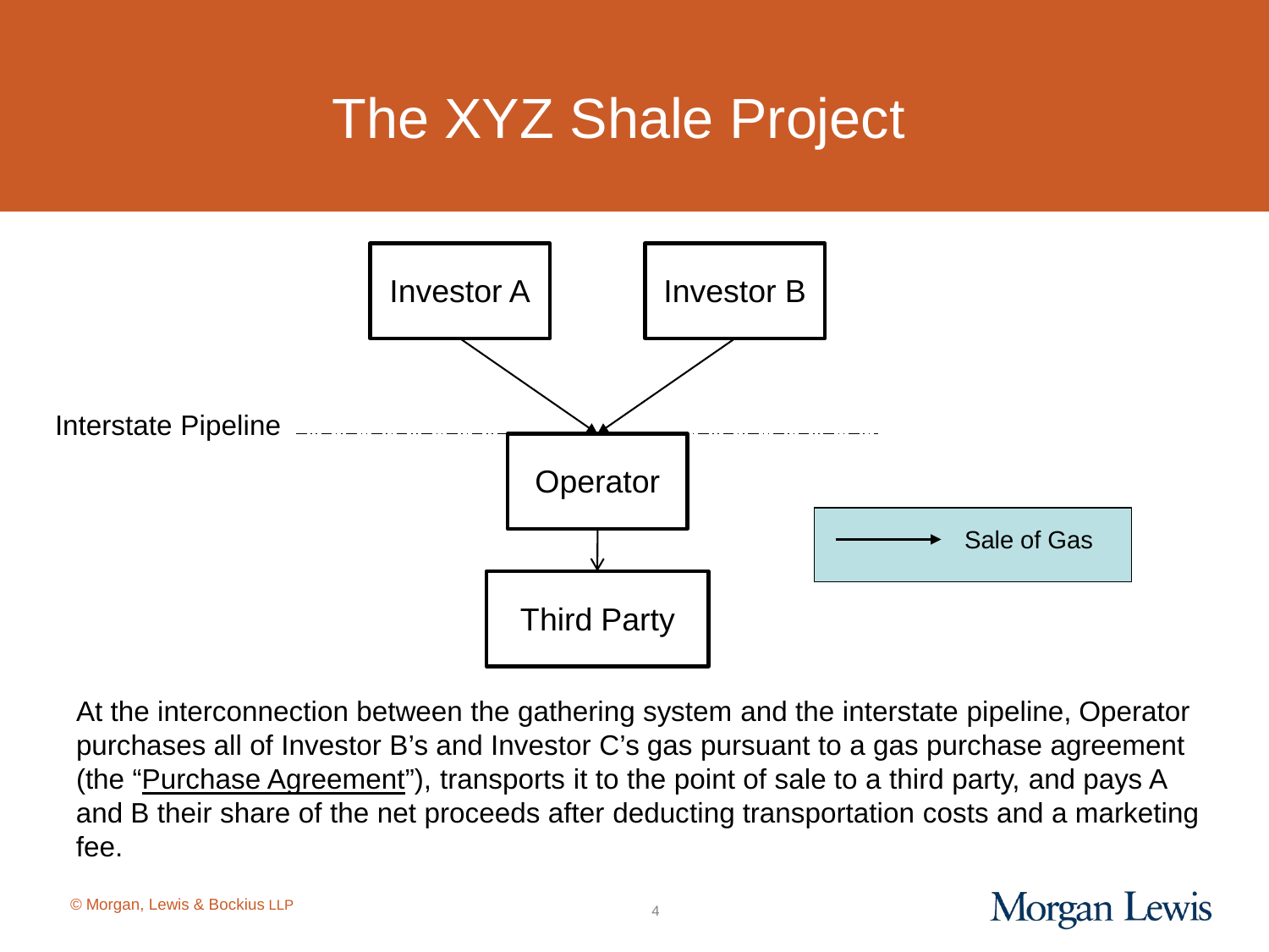# The XYZ Shale Project

Investor A

Investor B

Interstate Pipeline

Operator

Third Party

Sale of Gas

At the interconnection between the gathering system and the interstate pipeline, Operator purchases all of Investor B's and Investor C's gas pursuant to a gas purchase agreement (the "Purchase Agreement"), transports it to the point of sale to a third party, and pays A and B their share of the net proceeds after deducting transportation costs and a marketing fee.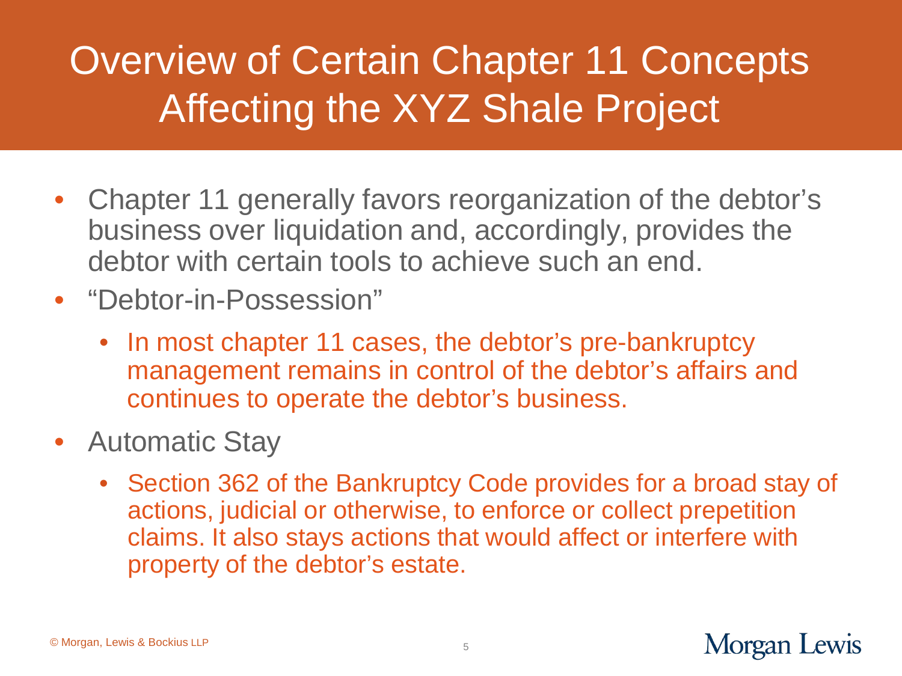# Overview of Certain Chapter 11 Concepts Affecting the XYZ Shale Project

- Chapter 11 generally favors reorganization of the debtor's business over liquidation and, accordingly, provides the debtor with certain tools to achieve such an end.
- "Debtor-in-Possession"
  - In most chapter 11 cases, the debtor's pre-bankruptcy management remains in control of the debtor's affairs and continues to operate the debtor's business.
- Automatic Stay
  - Section 362 of the Bankruptcy Code provides for a broad stay of actions, judicial or otherwise, to enforce or collect prepetition claims. It also stays actions that would affect or interfere with property of the debtor's estate.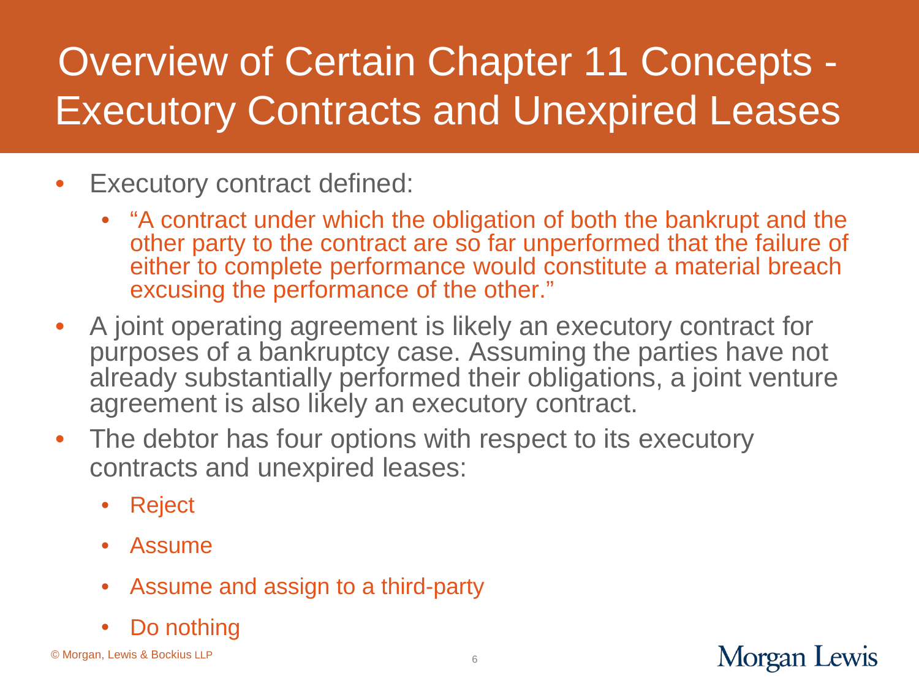# Overview of Certain Chapter 11 Concepts - Executory Contracts and Unexpired Leases

- Executory contract defined:
  - "A contract under which the obligation of both the bankrupt and the other party to the contract are so far unperformed that the failure of either to complete performance would constitute a material breach excusing the performance of the other."
- A joint operating agreement is likely an executory contract for purposes of a bankruptcy case. Assuming the parties have not already substantially performed their obligations, a joint venture agreement is also likely an executory contract.
- The debtor has four options with respect to its executory contracts and unexpired leases:
  - Reject
  - Assume
  - Assume and assign to a third-party
  - Do nothing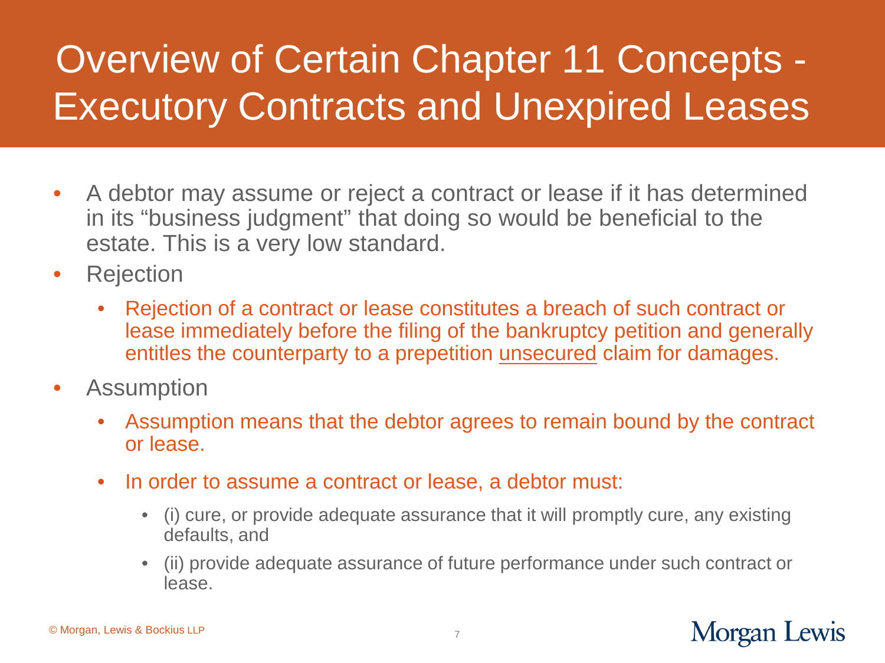# Overview of Certain Chapter 11 Concepts - Executory Contracts and Unexpired Leases

- A debtor may assume or reject a contract or lease if it has determined in its "business judgment" that doing so would be beneficial to the estate. This is a very low standard.
- Rejection
  - Rejection of a contract or lease constitutes a breach of such contract or lease immediately before the filing of the bankruptcy petition and generally entitles the counterparty to a prepetition <u>unsecured</u> claim for damages.
- Assumption
  - Assumption means that the debtor agrees to remain bound by the contract or lease.
  - In order to assume a contract or lease, a debtor must:
    - (i) cure, or provide adequate assurance that it will promptly cure, any existing defaults, and
    - (ii) provide adequate assurance of future performance under such contract or lease.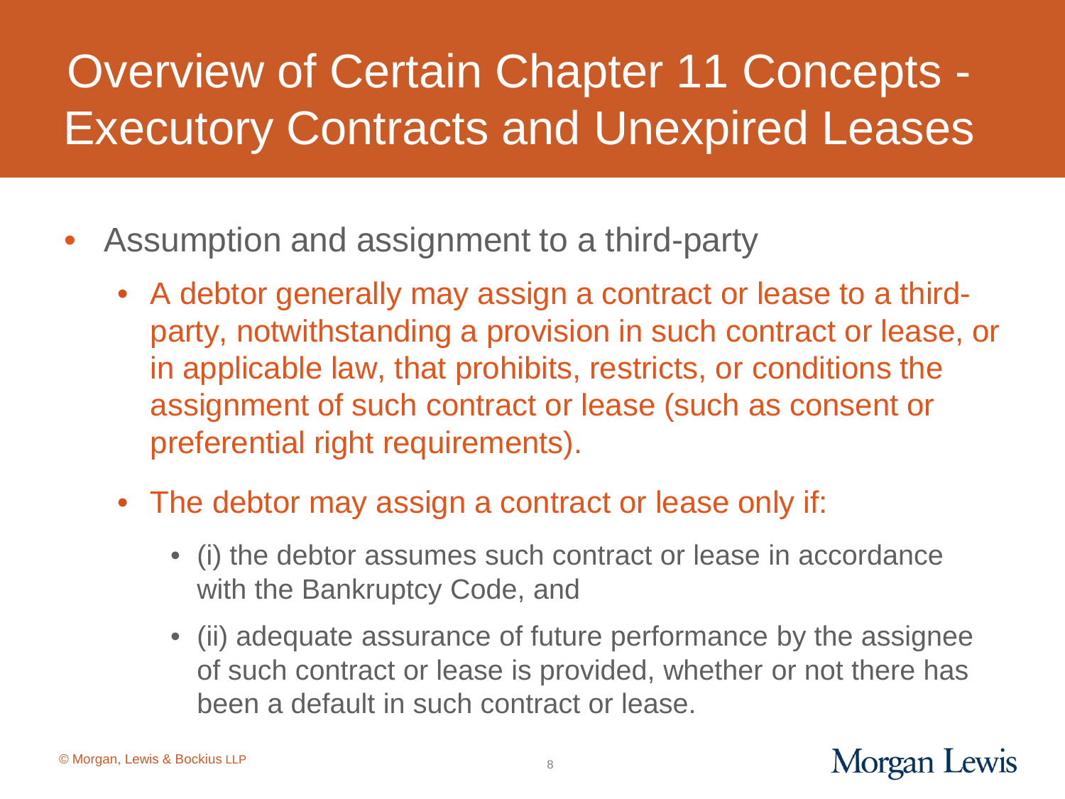# Overview of Certain Chapter 11 Concepts - Executory Contracts and Unexpired Leases

- Assumption and assignment to a third-party
  - A debtor generally may assign a contract or lease to a third-party, notwithstanding a provision in such contract or lease, or in applicable law, that prohibits, restricts, or conditions the assignment of such contract or lease (such as consent or preferential right requirements).
  - The debtor may assign a contract or lease only if:
    - (i) the debtor assumes such contract or lease in accordance with the Bankruptcy Code, and
    - (ii) adequate assurance of future performance by the assignee of such contract or lease is provided, whether or not there has been a default in such contract or lease.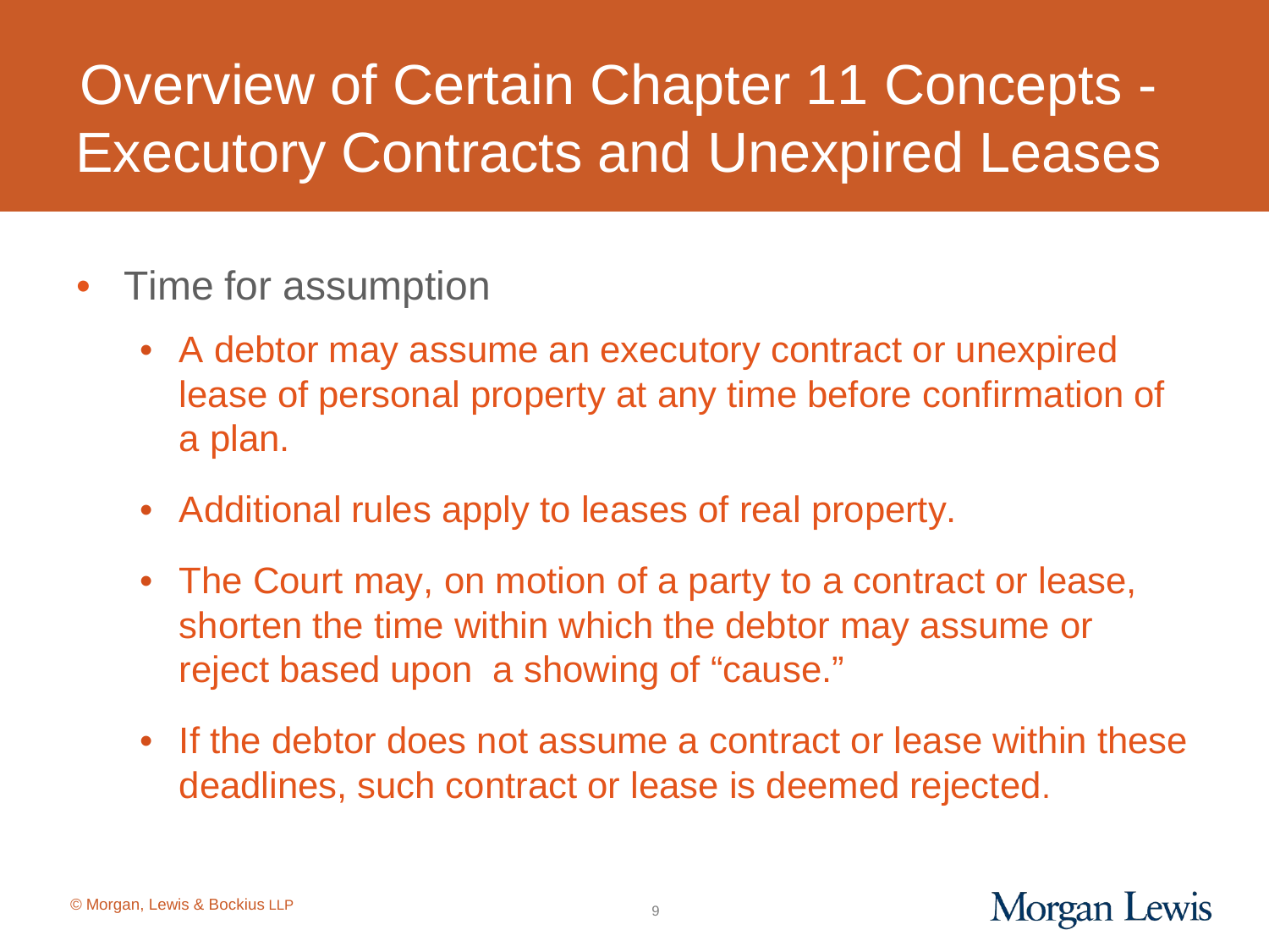# Overview of Certain Chapter 11 Concepts - Executory Contracts and Unexpired Leases

- Time for assumption
  - A debtor may assume an executory contract or unexpired lease of personal property at any time before confirmation of a plan.
  - Additional rules apply to leases of real property.
  - The Court may, on motion of a party to a contract or lease, shorten the time within which the debtor may assume or reject based upon a showing of "cause."
  - If the debtor does not assume a contract or lease within these deadlines, such contract or lease is deemed rejected.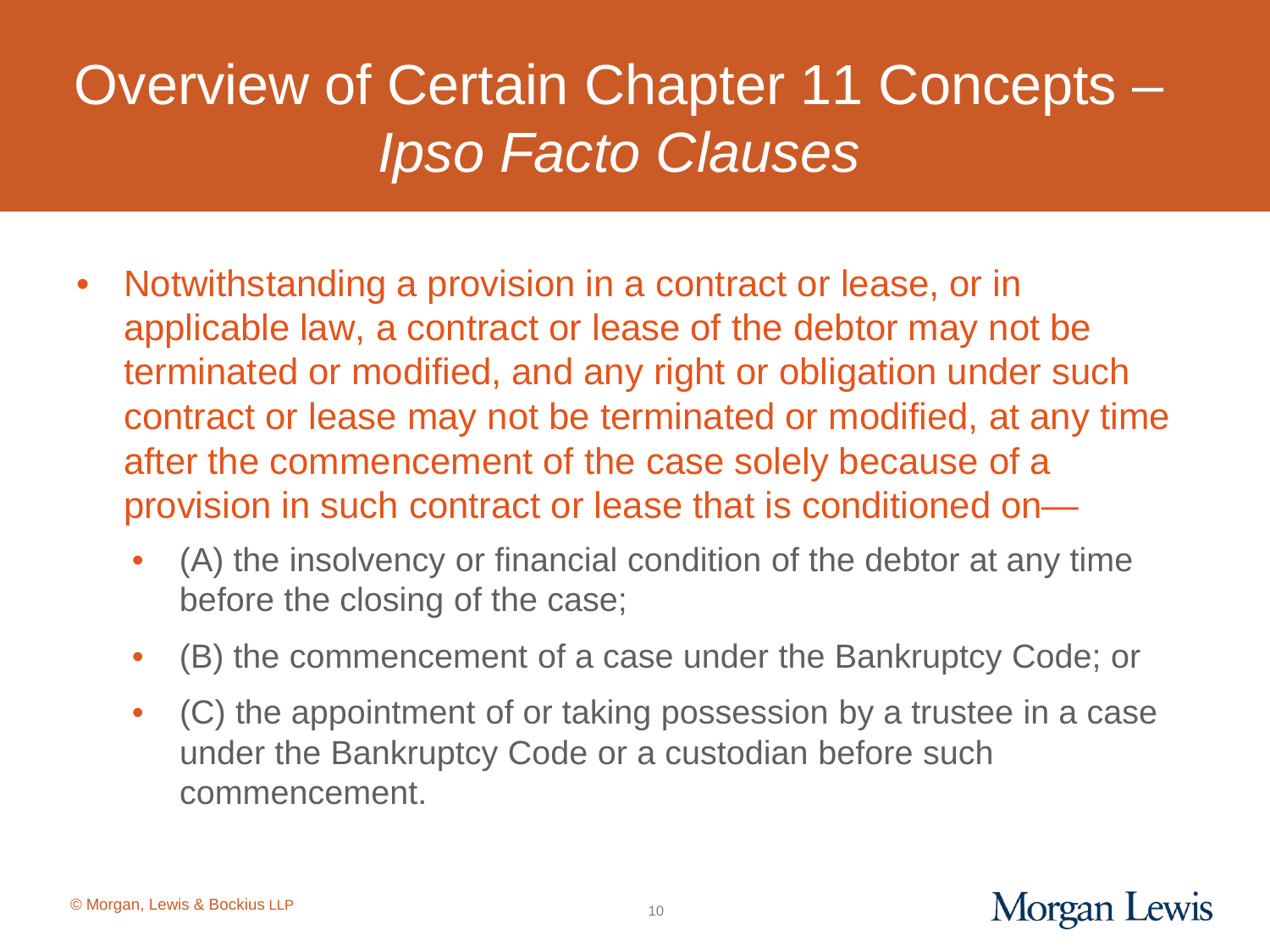# Overview of Certain Chapter 11 Concepts – *Ipso Facto Clauses*

- Notwithstanding a provision in a contract or lease, or in applicable law, a contract or lease of the debtor may not be terminated or modified, and any right or obligation under such contract or lease may not be terminated or modified, at any time after the commencement of the case solely because of a provision in such contract or lease that is conditioned on—
  - (A) the insolvency or financial condition of the debtor at any time before the closing of the case;
  - (B) the commencement of a case under the Bankruptcy Code; or
  - (C) the appointment of or taking possession by a trustee in a case under the Bankruptcy Code or a custodian before such commencement.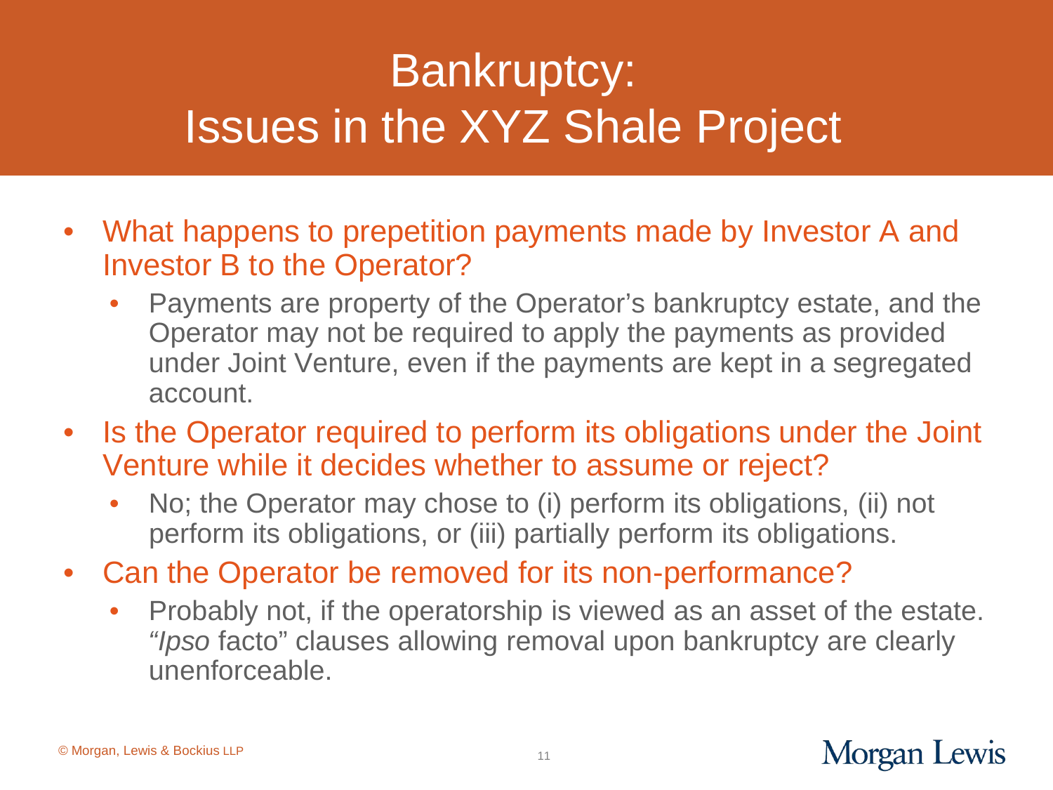# Bankruptcy: Issues in the XYZ Shale Project

- What happens to prepetition payments made by Investor A and Investor B to the Operator?
  - Payments are property of the Operator's bankruptcy estate, and the Operator may not be required to apply the payments as provided under Joint Venture, even if the payments are kept in a segregated account.
- Is the Operator required to perform its obligations under the Joint Venture while it decides whether to assume or reject?
  - No; the Operator may chose to (i) perform its obligations, (ii) not perform its obligations, or (iii) partially perform its obligations.
- Can the Operator be removed for its non-performance?
  - Probably not, if the operatorship is viewed as an asset of the estate. "*Ipso* facto" clauses allowing removal upon bankruptcy are clearly unenforceable.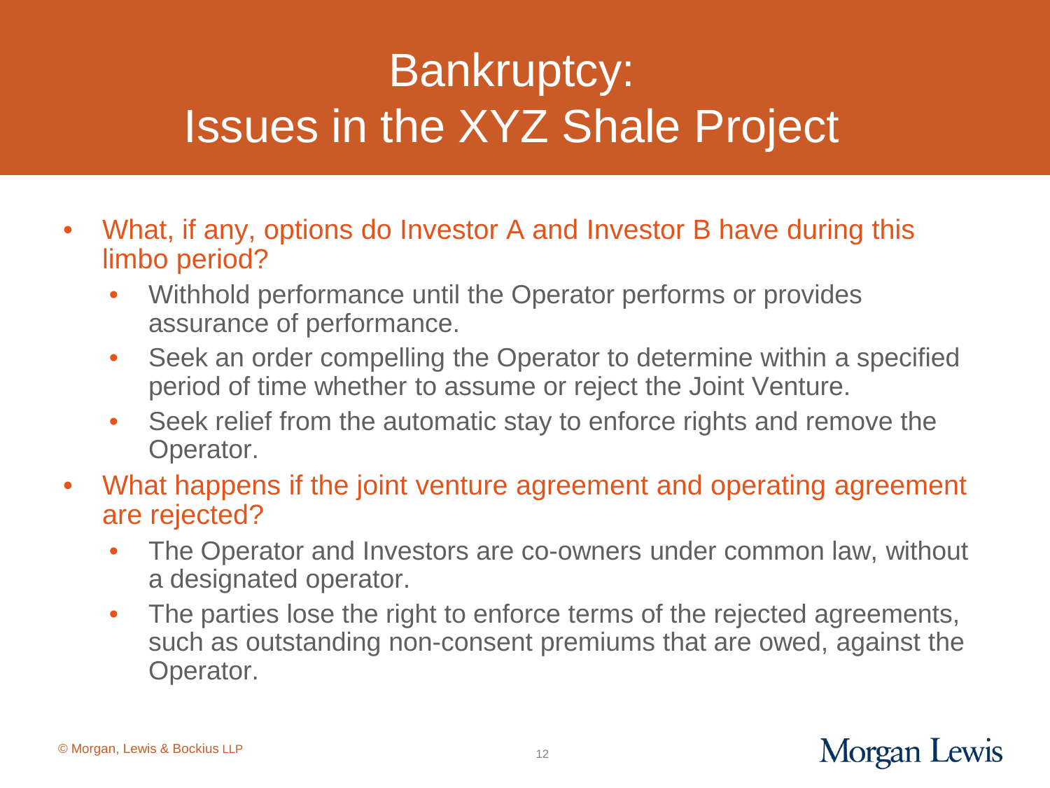# Bankruptcy: Issues in the XYZ Shale Project

- What, if any, options do Investor A and Investor B have during this limbo period?
  - Withhold performance until the Operator performs or provides assurance of performance.
  - Seek an order compelling the Operator to determine within a specified period of time whether to assume or reject the Joint Venture.
  - Seek relief from the automatic stay to enforce rights and remove the Operator.
- What happens if the joint venture agreement and operating agreement are rejected?
  - The Operator and Investors are co-owners under common law, without a designated operator.
  - The parties lose the right to enforce terms of the rejected agreements, such as outstanding non-consent premiums that are owed, against the Operator.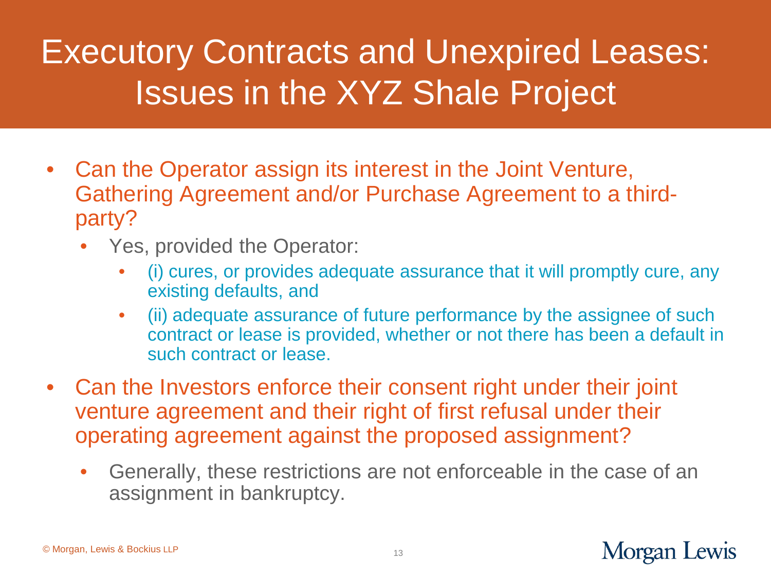# Executory Contracts and Unexpired Leases: Issues in the XYZ Shale Project

- Can the Operator assign its interest in the Joint Venture, Gathering Agreement and/or Purchase Agreement to a third-party?
  - Yes, provided the Operator:
    - (i) cures, or provides adequate assurance that it will promptly cure, any existing defaults, and
    - (ii) adequate assurance of future performance by the assignee of such contract or lease is provided, whether or not there has been a default in such contract or lease.
- Can the Investors enforce their consent right under their joint venture agreement and their right of first refusal under their operating agreement against the proposed assignment?
  - Generally, these restrictions are not enforceable in the case of an assignment in bankruptcy.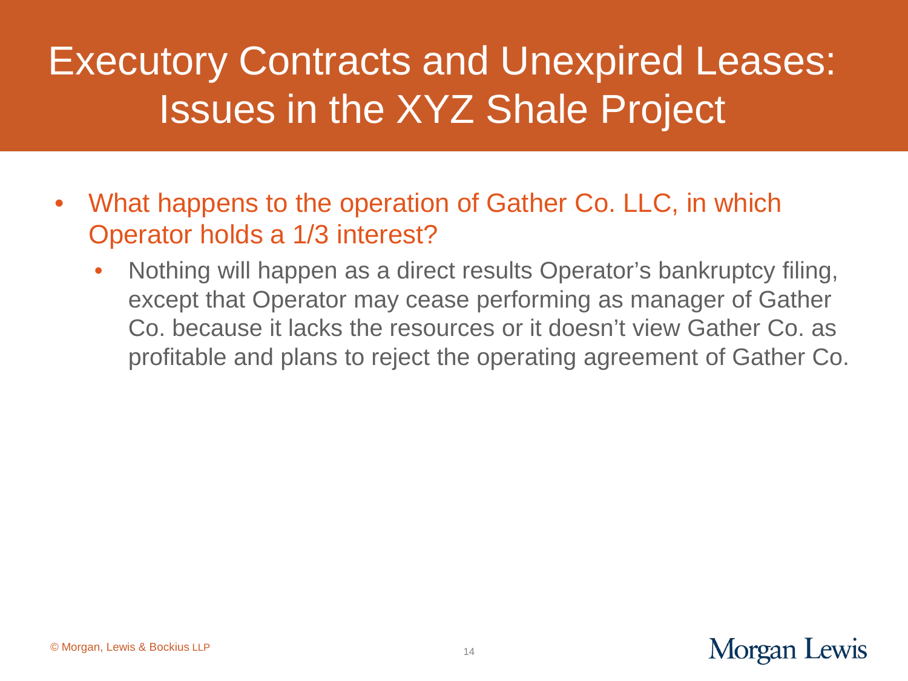# Executory Contracts and Unexpired Leases: Issues in the XYZ Shale Project

- What happens to the operation of Gather Co. LLC, in which Operator holds a 1/3 interest?
  - Nothing will happen as a direct results Operator's bankruptcy filing, except that Operator may cease performing as manager of Gather Co. because it lacks the resources or it doesn't view Gather Co. as profitable and plans to reject the operating agreement of Gather Co.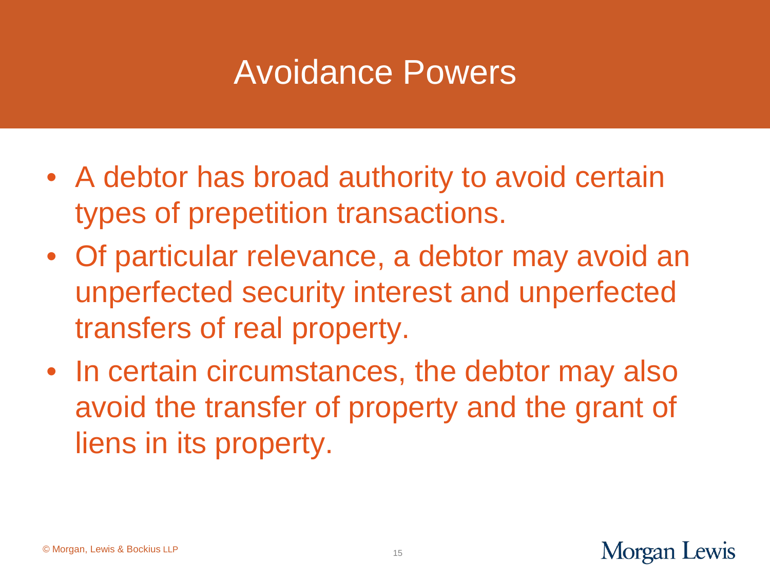# Avoidance Powers

- A debtor has broad authority to avoid certain types of prepetition transactions.
- Of particular relevance, a debtor may avoid an unperfected security interest and unperfected transfers of real property.
- In certain circumstances, the debtor may also avoid the transfer of property and the grant of liens in its property.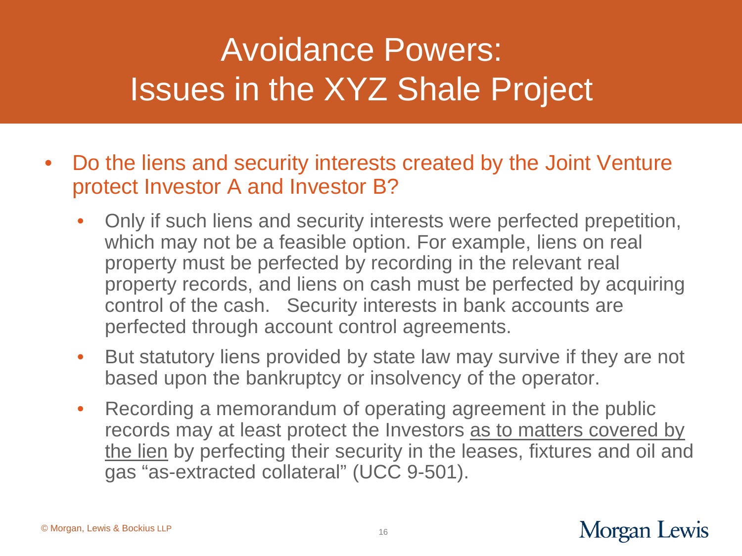# Avoidance Powers: Issues in the XYZ Shale Project

- Do the liens and security interests created by the Joint Venture protect Investor A and Investor B?
  - Only if such liens and security interests were perfected prepetition, which may not be a feasible option. For example, liens on real property must be perfected by recording in the relevant real property records, and liens on cash must be perfected by acquiring control of the cash. Security interests in bank accounts are perfected through account control agreements.
  - But statutory liens provided by state law may survive if they are not based upon the bankruptcy or insolvency of the operator.
  - Recording a memorandum of operating agreement in the public records may at least protect the Investors <u>as to matters covered by the lien</u> by perfecting their security in the leases, fixtures and oil and gas "as-extracted collateral" (UCC 9-501).

© Morgan, Lewis & Bockius LLP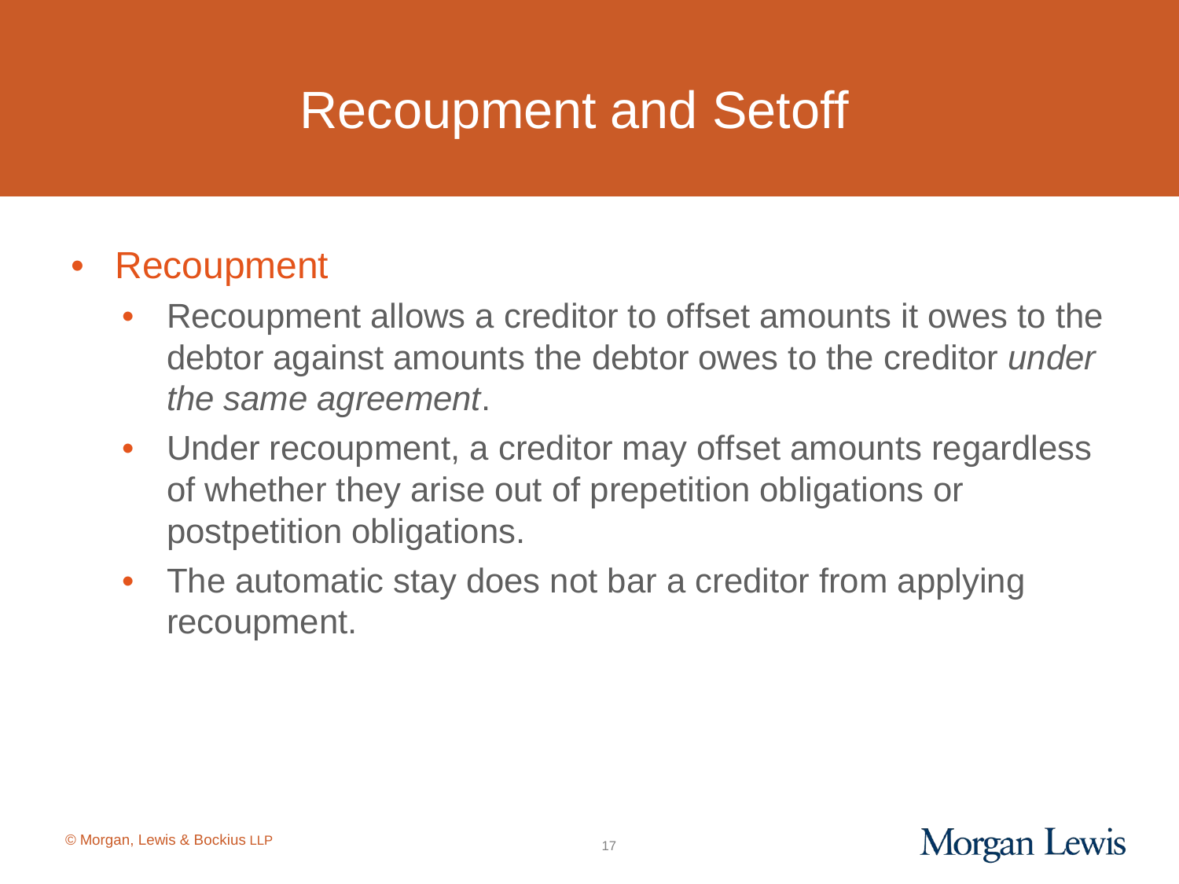# Recoupment and Setoff

- Recoupment
  - Recoupment allows a creditor to offset amounts it owes to the debtor against amounts the debtor owes to the creditor *under the same agreement*.
  - Under recoupment, a creditor may offset amounts regardless of whether they arise out of prepetition obligations or postpetition obligations.
  - The automatic stay does not bar a creditor from applying recoupment.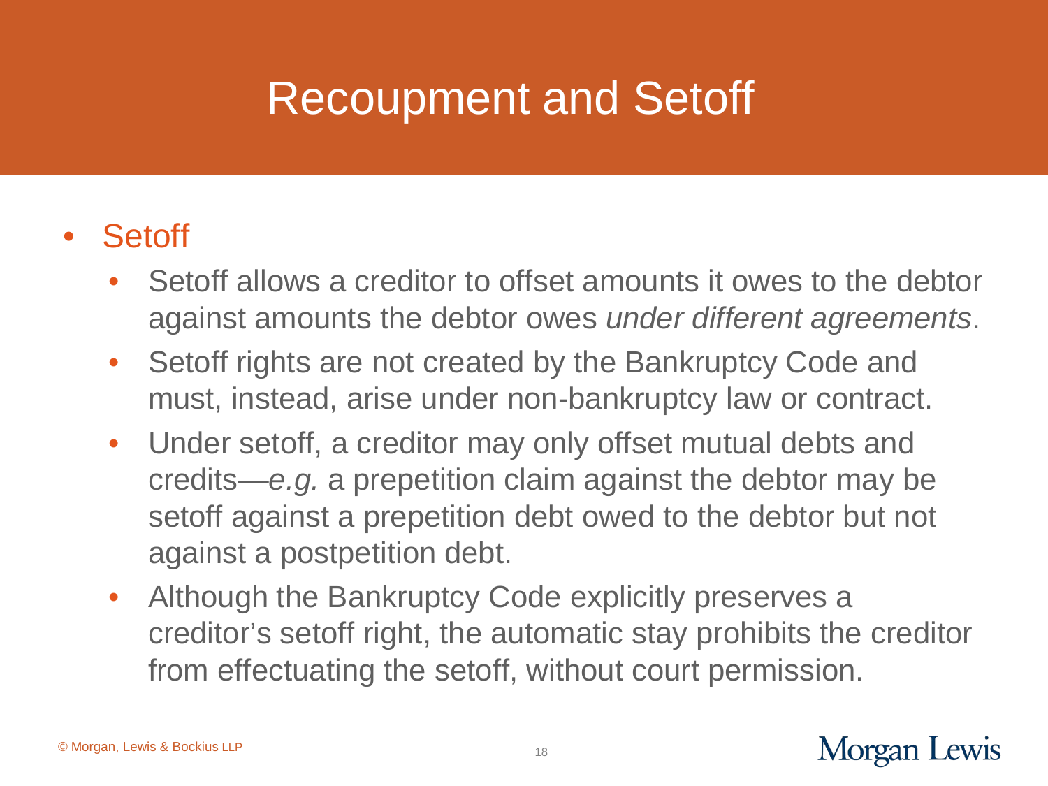# Recoupment and Setoff

- Setoff
  - Setoff allows a creditor to offset amounts it owes to the debtor against amounts the debtor owes *under different agreements*.
  - Setoff rights are not created by the Bankruptcy Code and must, instead, arise under non-bankruptcy law or contract.
  - Under setoff, a creditor may only offset mutual debts and credits—*e.g.* a prepetition claim against the debtor may be setoff against a prepetition debt owed to the debtor but not against a postpetition debt.
  - Although the Bankruptcy Code explicitly preserves a creditor's setoff right, the automatic stay prohibits the creditor from effectuating the setoff, without court permission.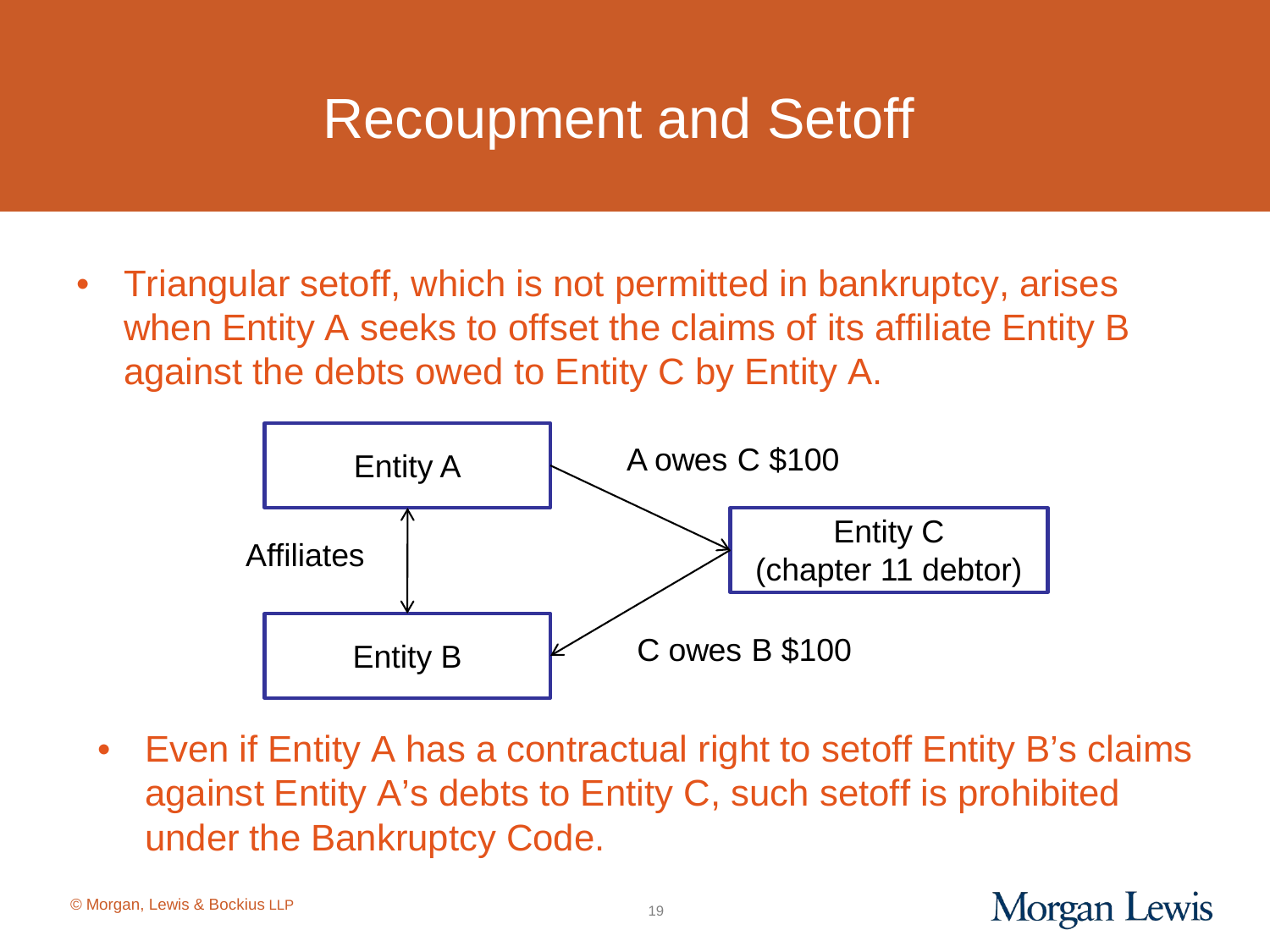# Recoupment and Setoff

- Triangular setoff, which is not permitted in bankruptcy, arises when Entity A seeks to offset the claims of its affiliate Entity B against the debts owed to Entity C by Entity A.

Entity A

A owes C $100

Affiliates

Entity C
(chapter 11 debtor)

Entity B

C owes B $100

  - Even if Entity A has a contractual right to setoff Entity B's claims against Entity A's debts to Entity C, such setoff is prohibited under the Bankruptcy Code.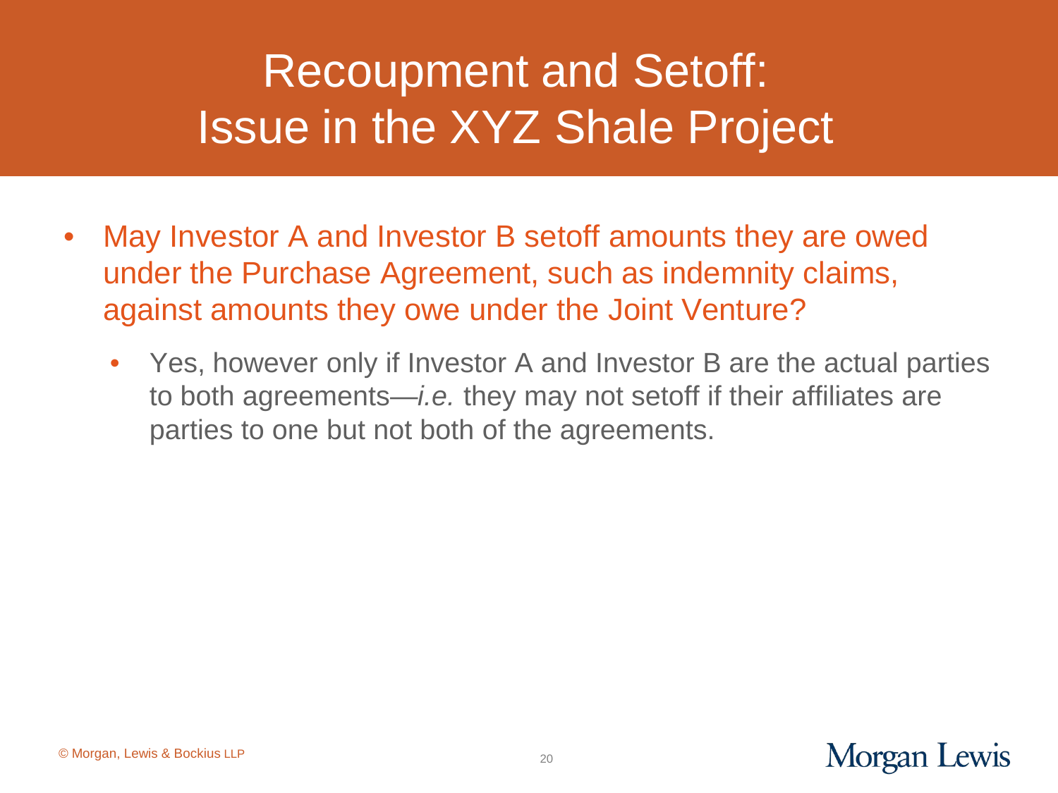# Recoupment and Setoff: Issue in the XYZ Shale Project

- May Investor A and Investor B setoff amounts they are owed under the Purchase Agreement, such as indemnity claims, against amounts they owe under the Joint Venture?
  - Yes, however only if Investor A and Investor B are the actual parties to both agreements—*i.e.* they may not setoff if their affiliates are parties to one but not both of the agreements.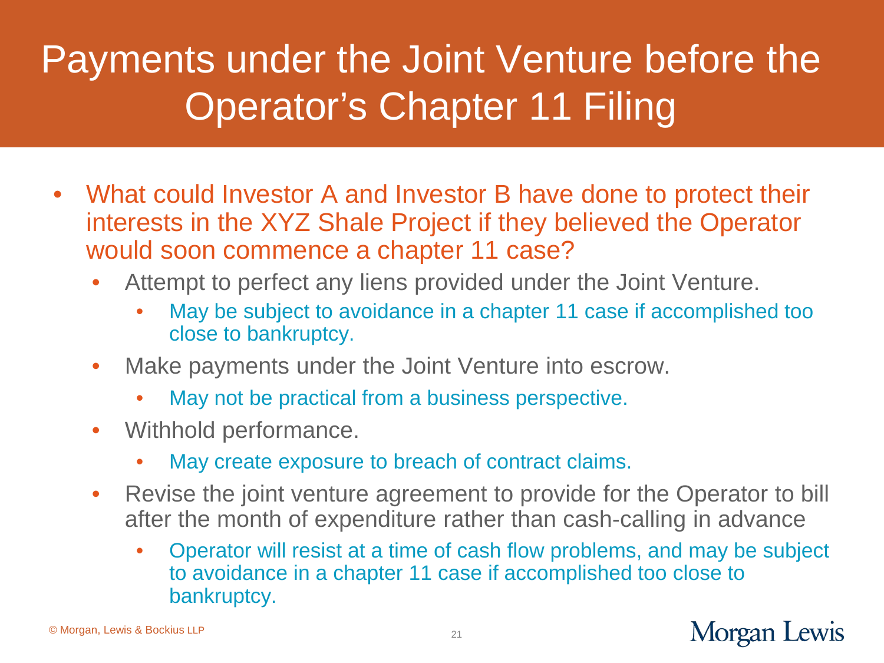# Payments under the Joint Venture before the Operator's Chapter 11 Filing

- What could Investor A and Investor B have done to protect their interests in the XYZ Shale Project if they believed the Operator would soon commence a chapter 11 case?
  - Attempt to perfect any liens provided under the Joint Venture.
    - May be subject to avoidance in a chapter 11 case if accomplished too close to bankruptcy.
  - Make payments under the Joint Venture into escrow.
    - May not be practical from a business perspective.
  - Withhold performance.
    - May create exposure to breach of contract claims.
  - Revise the joint venture agreement to provide for the Operator to bill after the month of expenditure rather than cash-calling in advance
    - Operator will resist at a time of cash flow problems, and may be subject to avoidance in a chapter 11 case if accomplished too close to bankruptcy.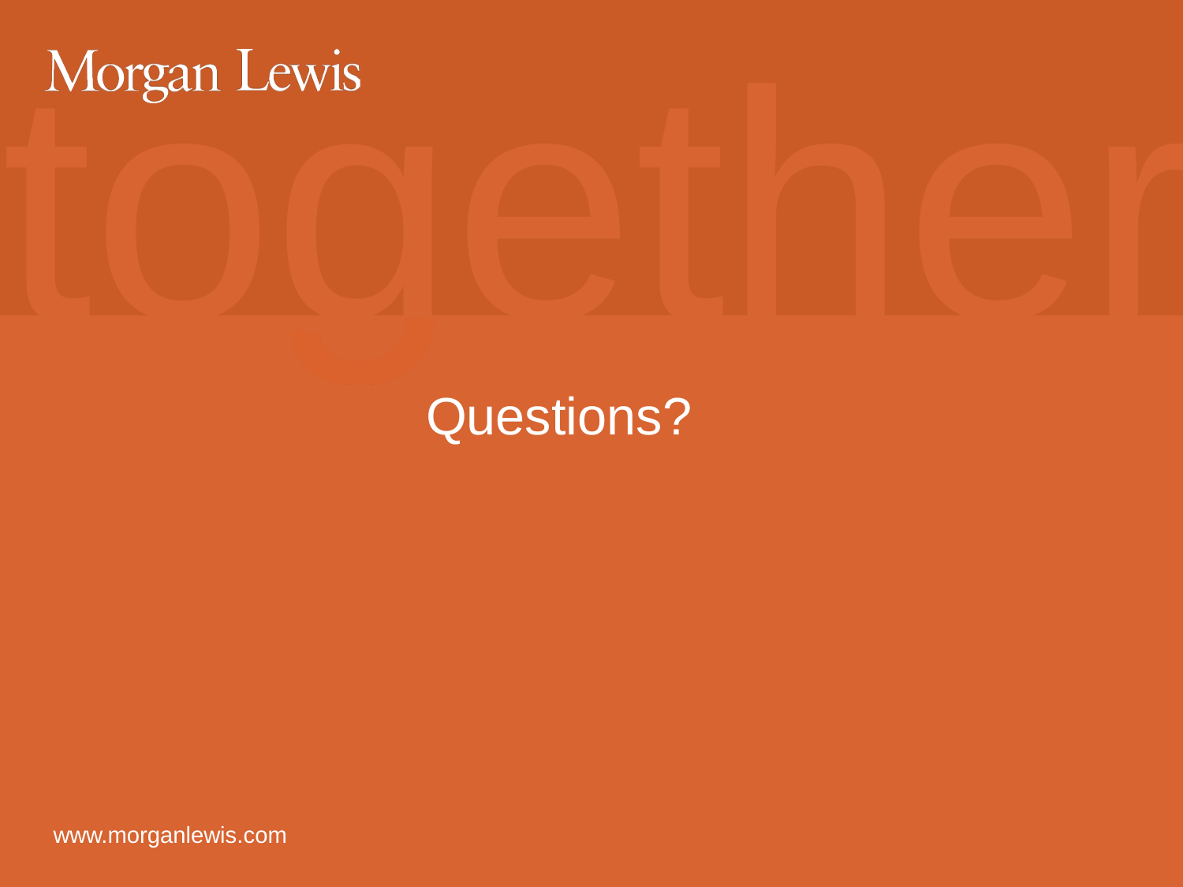Morgan Lewis

# Questions?

www.morganlewis.com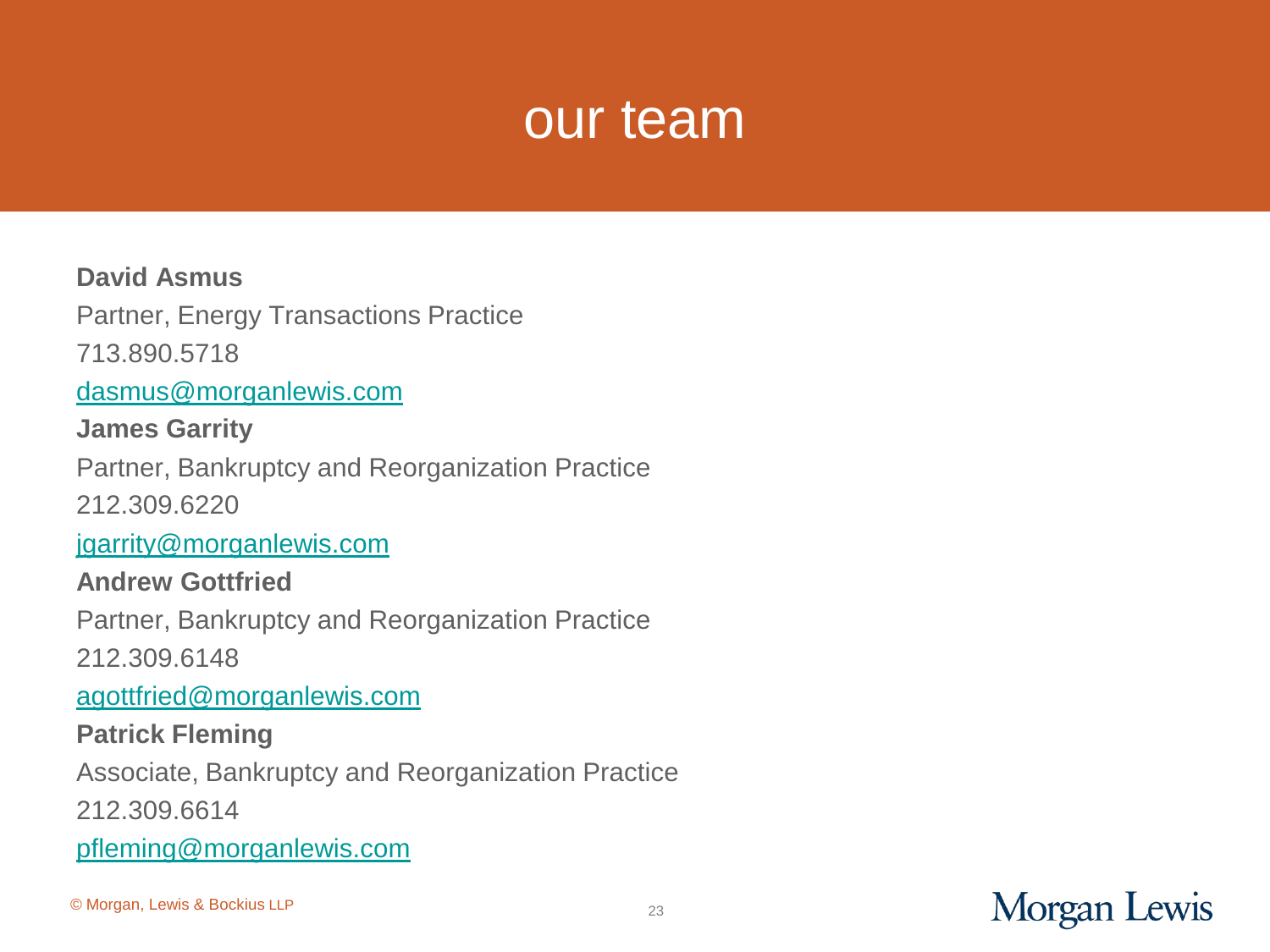# our team

**David Asmus**

Partner, Energy Transactions Practice

713.890.5718

dasmus@morganlewis.com

**James Garrity**

Partner, Bankruptcy and Reorganization Practice

212.309.6220

jgarrity@morganlewis.com

**Andrew Gottfried**

Partner, Bankruptcy and Reorganization Practice

212.309.6148

agottfried@morganlewis.com

**Patrick Fleming**

Associate, Bankruptcy and Reorganization Practice

212.309.6614

pfleming@morganlewis.com

© Morgan, Lewis & Bockius LLP

Morgan Lewis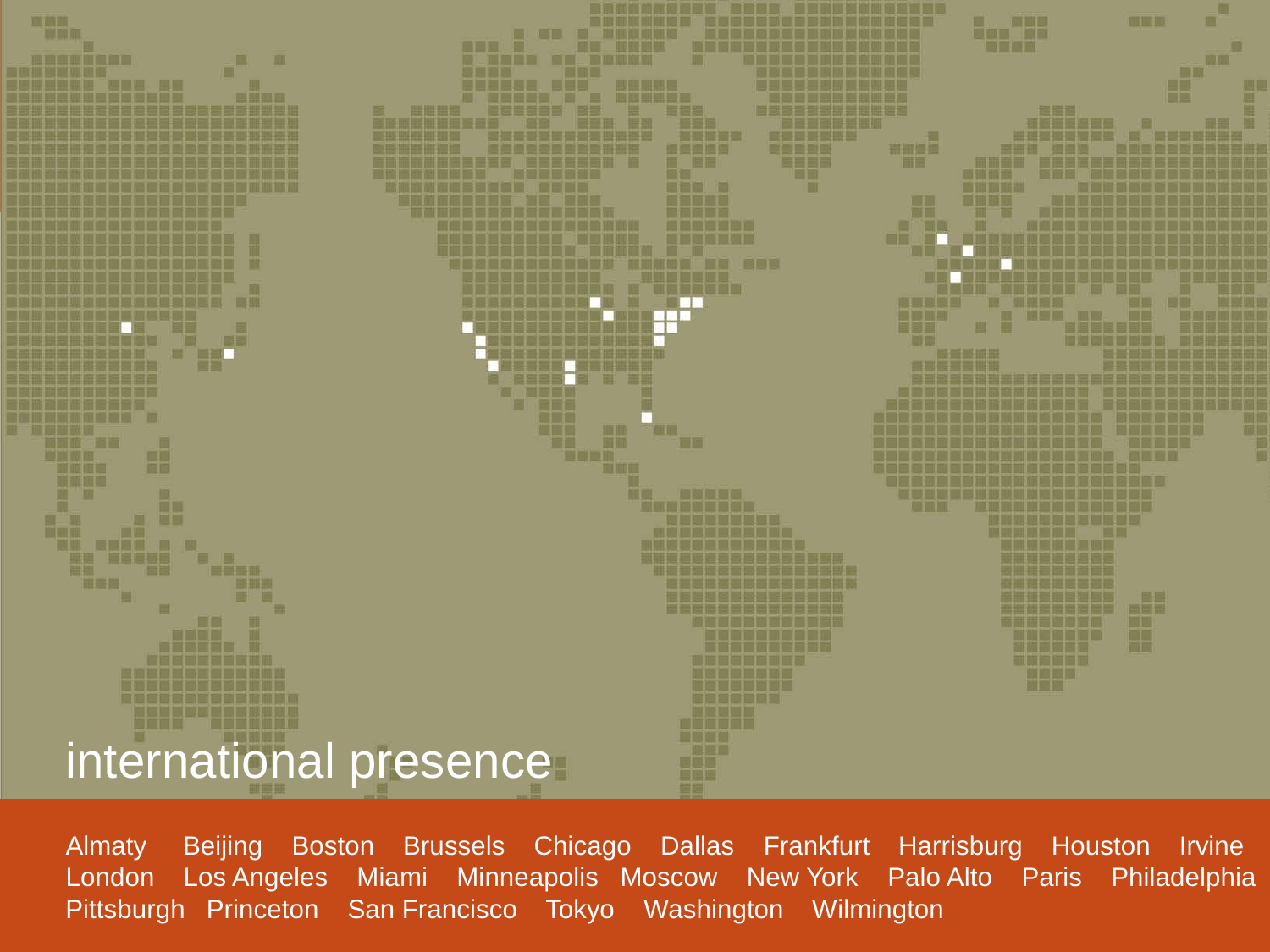# international presence

Almaty Beijing Boston Brussels Chicago Dallas Frankfurt Harrisburg Houston Irvine
London Los Angeles Miami Minneapolis Moscow New York Palo Alto Paris Philadelphia
Pittsburgh Princeton San Francisco Tokyo Washington Wilmington